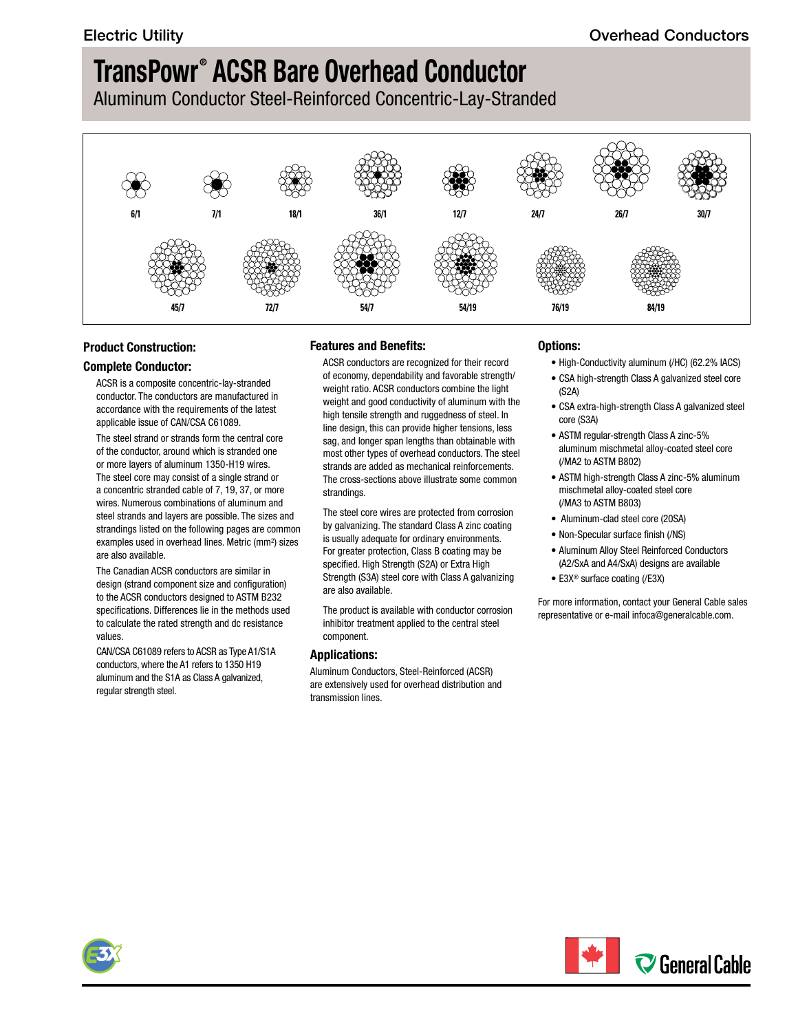# TransPowr® ACSR Bare Overhead Conductor

Aluminum Conductor Steel-Reinforced Concentric-Lay-Stranded

6/1 7/1 18/1 36/1 12/7 24/7 26/7 30/7

45/7 72/7 54/7 54/19 76/19 84/19

## Product Construction:

### Complete Conductor:

ACSR is a composite concentric-lay-stranded conductor. The conductors are manufactured in accordance with the requirements of the latest applicable issue of CAN/CSA C61089.

The steel strand or strands form the central core of the conductor, around which is stranded one or more layers of aluminum 1350-H19 wires. The steel core may consist of a single strand or a concentric stranded cable of 7, 19, 37, or more wires. Numerous combinations of aluminum and steel strands and layers are possible. The sizes and strandings listed on the following pages are common examples used in overhead lines. Metric (mm²) sizes are also available.

The Canadian ACSR conductors are similar in design (strand component size and configuration) to the ACSR conductors designed to ASTM B232 specifications. Differences lie in the methods used to calculate the rated strength and dc resistance values.

CAN/CSA C61089 refers to ACSR as Type A1/S1A conductors, where the A1 refers to 1350 H19 aluminum and the S1A as Class A galvanized, regular strength steel.

## Features and Benefits:

ACSR conductors are recognized for their record of economy, dependability and favorable strength/weight ratio. ACSR conductors combine the light weight and good conductivity of aluminum with the high tensile strength and ruggedness of steel. In line design, this can provide higher tensions, less sag, and longer span lengths than obtainable with most other types of overhead conductors. The steel strands are added as mechanical reinforcements. The cross-sections above illustrate some common strandings.

The steel core wires are protected from corrosion by galvanizing. The standard Class A zinc coating is usually adequate for ordinary environments. For greater protection, Class B coating may be specified. High Strength (S2A) or Extra High Strength (S3A) steel core with Class A galvanizing are also available.

The product is available with conductor corrosion inhibitor treatment applied to the central steel component.

## Applications:

Aluminum Conductors, Steel-Reinforced (ACSR) are extensively used for overhead distribution and transmission lines.

## Options:

- High-Conductivity aluminum (/HC) (62.2% IACS)
- CSA high-strength Class A galvanized steel core (S2A)
- CSA extra-high-strength Class A galvanized steel core (S3A)
- ASTM regular-strength Class A zinc-5% aluminum mischmetal alloy-coated steel core (/MA2 to ASTM B802)
- ASTM high-strength Class A zinc-5% aluminum mischmetal alloy-coated steel core (/MA3 to ASTM B803)
- Aluminum-clad steel core (20SA)
- Non-Specular surface finish (/NS)
- Aluminum Alloy Steel Reinforced Conductors (A2/SxA and A4/SxA) designs are available
- E3X® surface coating (/E3X)

For more information, contact your General Cable sales representative or e-mail infoca@generalcable.com.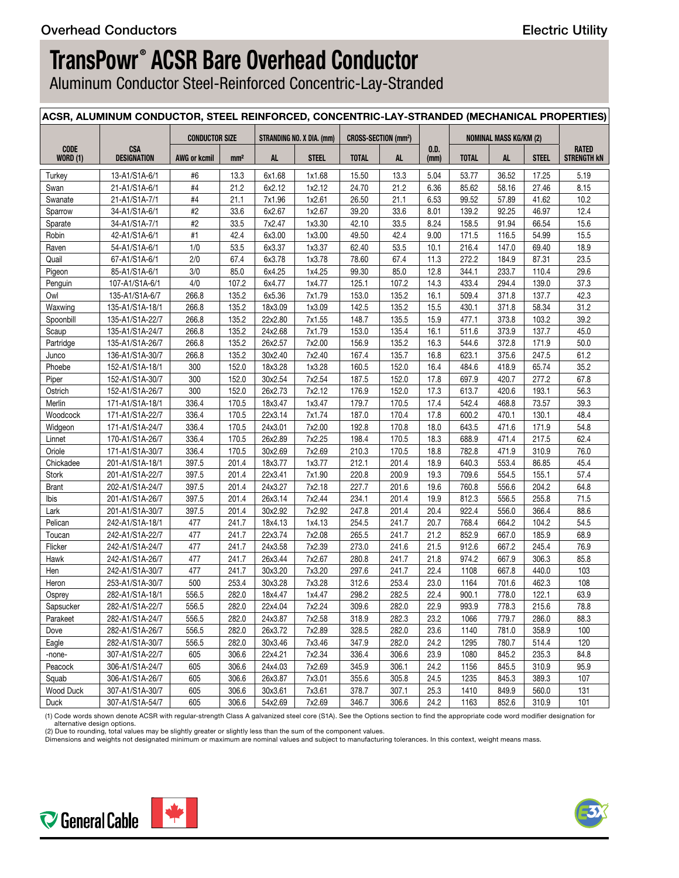# TransPowr® ACSR Bare Overhead Conductor

Aluminum Conductor Steel-Reinforced Concentric-Lay-Stranded

| ACSR, ALUMINUM CONDUCTOR, STEEL REINFORCED, CONCENTRIC-LAY-STRANDED (MECHANICAL PROPERTIES) | | | | | | | | | | | | |
|---|---|---|---|---|---|---|---|---|---|---|---|---|
| CODE WORD (1) | CSA DESIGNATION | CONDUCTOR SIZE | | STRANDING NO. X DIA. (mm) | | CROSS-SECTION (mm²) | | O.D. (mm) | NOMINAL MASS KG/KM (2) | | | RATED STRENGTH kN |
| | | AWG or kcmil | mm² | AL | STEEL | TOTAL | AL | | TOTAL | AL | STEEL | |
| Turkey | 13-A1/S1A-6/1 | #6 | 13.3 | 6x1.68 | 1x1.68 | 15.50 | 13.3 | 5.04 | 53.77 | 36.52 | 17.25 | 5.19 |
| Swan | 21-A1/S1A-6/1 | #4 | 21.2 | 6x2.12 | 1x2.12 | 24.70 | 21.2 | 6.36 | 85.62 | 58.16 | 27.46 | 8.15 |
| Swanate | 21-A1/S1A-7/1 | #4 | 21.1 | 7x1.96 | 1x2.61 | 26.50 | 21.1 | 6.53 | 99.52 | 57.89 | 41.62 | 10.2 |
| Sparrow | 34-A1/S1A-6/1 | #2 | 33.6 | 6x2.67 | 1x2.67 | 39.20 | 33.6 | 8.01 | 139.2 | 92.25 | 46.97 | 12.4 |
| Sparate | 34-A1/S1A-7/1 | #2 | 33.5 | 7x2.47 | 1x3.30 | 42.10 | 33.5 | 8.24 | 158.5 | 91.94 | 66.54 | 15.6 |
| Robin | 42-A1/S1A-6/1 | #1 | 42.4 | 6x3.00 | 1x3.00 | 49.50 | 42.4 | 9.00 | 171.5 | 116.5 | 54.99 | 15.5 |
| Raven | 54-A1/S1A-6/1 | 1/0 | 53.5 | 6x3.37 | 1x3.37 | 62.40 | 53.5 | 10.1 | 216.4 | 147.0 | 69.40 | 18.9 |
| Quail | 67-A1/S1A-6/1 | 2/0 | 67.4 | 6x3.78 | 1x3.78 | 78.60 | 67.4 | 11.3 | 272.2 | 184.9 | 87.31 | 23.5 |
| Pigeon | 85-A1/S1A-6/1 | 3/0 | 85.0 | 6x4.25 | 1x4.25 | 99.30 | 85.0 | 12.8 | 344.1 | 233.7 | 110.4 | 29.6 |
| Penguin | 107-A1/S1A-6/1 | 4/0 | 107.2 | 6x4.77 | 1x4.77 | 125.1 | 107.2 | 14.3 | 433.4 | 294.4 | 139.0 | 37.3 |
| Owl | 135-A1/S1A-6/7 | 266.8 | 135.2 | 6x5.36 | 7x1.79 | 153.0 | 135.2 | 16.1 | 509.4 | 371.8 | 137.7 | 42.3 |
| Waxwing | 135-A1/S1A-18/1 | 266.8 | 135.2 | 18x3.09 | 1x3.09 | 142.5 | 135.2 | 15.5 | 430.1 | 371.8 | 58.34 | 31.2 |
| Spoonbill | 135-A1/S1A-22/7 | 266.8 | 135.2 | 22x2.80 | 7x1.55 | 148.7 | 135.5 | 15.9 | 477.1 | 373.8 | 103.2 | 39.2 |
| Scaup | 135-A1/S1A-24/7 | 266.8 | 135.2 | 24x2.68 | 7x1.79 | 153.0 | 135.4 | 16.1 | 511.6 | 373.9 | 137.7 | 45.0 |
| Partridge | 135-A1/S1A-26/7 | 266.8 | 135.2 | 26x2.57 | 7x2.00 | 156.9 | 135.2 | 16.3 | 544.6 | 372.8 | 171.9 | 50.0 |
| Junco | 136-A1/S1A-30/7 | 266.8 | 135.2 | 30x2.40 | 7x2.40 | 167.4 | 135.7 | 16.8 | 623.1 | 375.6 | 247.5 | 61.2 |
| Phoebe | 152-A1/S1A-18/1 | 300 | 152.0 | 18x3.28 | 1x3.28 | 160.5 | 152.0 | 16.4 | 484.6 | 418.9 | 65.74 | 35.2 |
| Piper | 152-A1/S1A-30/7 | 300 | 152.0 | 30x2.54 | 7x2.54 | 187.5 | 152.0 | 17.8 | 697.9 | 420.7 | 277.2 | 67.8 |
| Ostrich | 152-A1/S1A-26/7 | 300 | 152.0 | 26x2.73 | 7x2.12 | 176.9 | 152.0 | 17.3 | 613.7 | 420.6 | 193.1 | 56.3 |
| Merlin | 171-A1/S1A-18/1 | 336.4 | 170.5 | 18x3.47 | 1x3.47 | 179.7 | 170.5 | 17.4 | 542.4 | 468.8 | 73.57 | 39.3 |
| Woodcock | 171-A1/S1A-22/7 | 336.4 | 170.5 | 22x3.14 | 7x1.74 | 187.0 | 170.4 | 17.8 | 600.2 | 470.1 | 130.1 | 48.4 |
| Widgeon | 171-A1/S1A-24/7 | 336.4 | 170.5 | 24x3.01 | 7x2.00 | 192.8 | 170.8 | 18.0 | 643.5 | 471.6 | 171.9 | 54.8 |
| Linnet | 170-A1/S1A-26/7 | 336.4 | 170.5 | 26x2.89 | 7x2.25 | 198.4 | 170.5 | 18.3 | 688.9 | 471.4 | 217.5 | 62.4 |
| Oriole | 171-A1/S1A-30/7 | 336.4 | 170.5 | 30x2.69 | 7x2.69 | 210.3 | 170.5 | 18.8 | 782.8 | 471.9 | 310.9 | 76.0 |
| Chickadee | 201-A1/S1A-18/1 | 397.5 | 201.4 | 18x3.77 | 1x3.77 | 212.1 | 201.4 | 18.9 | 640.3 | 553.4 | 86.85 | 45.4 |
| Stork | 201-A1/S1A-22/7 | 397.5 | 201.4 | 22x3.41 | 7x1.90 | 220.8 | 200.9 | 19.3 | 709.6 | 554.5 | 155.1 | 57.4 |
| Brant | 202-A1/S1A-24/7 | 397.5 | 201.4 | 24x3.27 | 7x2.18 | 227.7 | 201.6 | 19.6 | 760.8 | 556.6 | 204.2 | 64.8 |
| Ibis | 201-A1/S1A-26/7 | 397.5 | 201.4 | 26x3.14 | 7x2.44 | 234.1 | 201.4 | 19.9 | 812.3 | 556.5 | 255.8 | 71.5 |
| Lark | 201-A1/S1A-30/7 | 397.5 | 201.4 | 30x2.92 | 7x2.92 | 247.8 | 201.4 | 20.4 | 922.4 | 556.0 | 366.4 | 88.6 |
| Pelican | 242-A1/S1A-18/1 | 477 | 241.7 | 18x4.13 | 1x4.13 | 254.5 | 241.7 | 20.7 | 768.4 | 664.2 | 104.2 | 54.5 |
| Toucan | 242-A1/S1A-22/7 | 477 | 241.7 | 22x3.74 | 7x2.08 | 265.5 | 241.7 | 21.2 | 852.9 | 667.0 | 185.9 | 68.9 |
| Flicker | 242-A1/S1A-24/7 | 477 | 241.7 | 24x3.58 | 7x2.39 | 273.0 | 241.6 | 21.5 | 912.6 | 667.2 | 245.4 | 76.9 |
| Hawk | 242-A1/S1A-26/7 | 477 | 241.7 | 26x3.44 | 7x2.67 | 280.8 | 241.7 | 21.8 | 974.2 | 667.9 | 306.3 | 85.8 |
| Hen | 242-A1/S1A-30/7 | 477 | 241.7 | 30x3.20 | 7x3.20 | 297.6 | 241.7 | 22.4 | 1108 | 667.8 | 440.0 | 103 |
| Heron | 253-A1/S1A-30/7 | 500 | 253.4 | 30x3.28 | 7x3.28 | 312.6 | 253.4 | 23.0 | 1164 | 701.6 | 462.3 | 108 |
| Osprey | 282-A1/S1A-18/1 | 556.5 | 282.0 | 18x4.47 | 1x4.47 | 298.2 | 282.5 | 22.4 | 900.1 | 778.0 | 122.1 | 63.9 |
| Sapsucker | 282-A1/S1A-22/7 | 556.5 | 282.0 | 22x4.04 | 7x2.24 | 309.6 | 282.0 | 22.9 | 993.9 | 778.3 | 215.6 | 78.8 |
| Parakeet | 282-A1/S1A-24/7 | 556.5 | 282.0 | 24x3.87 | 7x2.58 | 318.9 | 282.3 | 23.2 | 1066 | 779.7 | 286.0 | 88.3 |
| Dove | 282-A1/S1A-26/7 | 556.5 | 282.0 | 26x3.72 | 7x2.89 | 328.5 | 282.0 | 23.6 | 1140 | 781.0 | 358.9 | 100 |
| Eagle | 282-A1/S1A-30/7 | 556.5 | 282.0 | 30x3.46 | 7x3.46 | 347.9 | 282.0 | 24.2 | 1295 | 780.7 | 514.4 | 120 |
| -none- | 307-A1/S1A-22/7 | 605 | 306.6 | 22x4.21 | 7x2.34 | 336.4 | 306.6 | 23.9 | 1080 | 845.2 | 235.3 | 84.8 |
| Peacock | 306-A1/S1A-24/7 | 605 | 306.6 | 24x4.03 | 7x2.69 | 345.9 | 306.1 | 24.2 | 1156 | 845.5 | 310.9 | 95.9 |
| Squab | 306-A1/S1A-26/7 | 605 | 306.6 | 26x3.87 | 7x3.01 | 355.6 | 305.8 | 24.5 | 1235 | 845.3 | 389.3 | 107 |
| Wood Duck | 307-A1/S1A-30/7 | 605 | 306.6 | 30x3.61 | 7x3.61 | 378.7 | 307.1 | 25.3 | 1410 | 849.9 | 560.0 | 131 |
| Duck | 307-A1/S1A-54/7 | 605 | 306.6 | 54x2.69 | 7x2.69 | 346.7 | 306.6 | 24.2 | 1163 | 852.6 | 310.9 | 101 |

(1) Code words shown denote ACSR with regular-strength Class A galvanized steel core (S1A). See the Options section to find the appropriate code word modifier designation for alternative design options.
(2) Due to rounding, total values may be slightly greater or slightly less than the sum of the component values.
Dimensions and weights not designated minimum or maximum are nominal values and subject to manufacturing tolerances. In this context, weight means mass.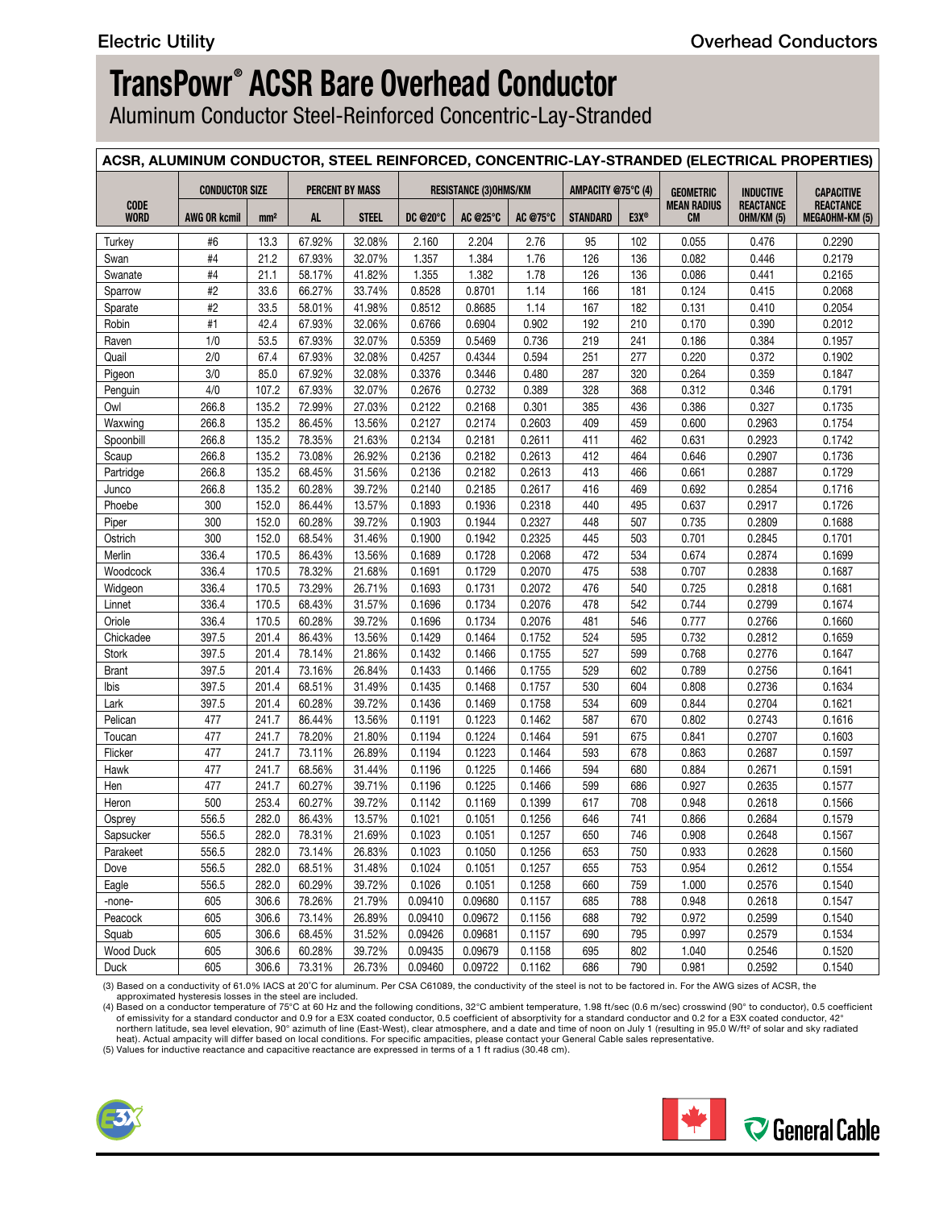# TransPowr® ACSR Bare Overhead Conductor

Aluminum Conductor Steel-Reinforced Concentric-Lay-Stranded

| ACSR, ALUMINUM CONDUCTOR, STEEL REINFORCED, CONCENTRIC-LAY-STRANDED (ELECTRICAL PROPERTIES) | | | | | | | | | | | | |
|---|---|---|---|---|---|---|---|---|---|---|---|---|
| CODE WORD | CONDUCTOR SIZE | | PERCENT BY MASS | | RESISTANCE (3)OHMS/KM | | | AMPACITY @75°C (4) | | GEOMETRIC MEAN RADIUS CM | INDUCTIVE REACTANCE OHM/KM (5) | CAPACITIVE REACTANCE MEGAOHM-KM (5) |
| | AWG OR kcmil | mm² | AL | STEEL | DC @20°C | AC @25°C | AC @75°C | STANDARD | E3X® | | | |
| Turkey | #6 | 13.3 | 67.92% | 32.08% | 2.160 | 2.204 | 2.76 | 95 | 102 | 0.055 | 0.476 | 0.2290 |
| Swan | #4 | 21.2 | 67.93% | 32.07% | 1.357 | 1.384 | 1.76 | 126 | 136 | 0.082 | 0.446 | 0.2179 |
| Swanate | #4 | 21.1 | 58.17% | 41.82% | 1.355 | 1.382 | 1.78 | 126 | 136 | 0.086 | 0.441 | 0.2165 |
| Sparrow | #2 | 33.6 | 66.27% | 33.74% | 0.8528 | 0.8701 | 1.14 | 166 | 181 | 0.124 | 0.415 | 0.2068 |
| Sparate | #2 | 33.5 | 58.01% | 41.98% | 0.8512 | 0.8685 | 1.14 | 167 | 182 | 0.131 | 0.410 | 0.2054 |
| Robin | #1 | 42.4 | 67.93% | 32.06% | 0.6766 | 0.6904 | 0.902 | 192 | 210 | 0.170 | 0.390 | 0.2012 |
| Raven | 1/0 | 53.5 | 67.93% | 32.07% | 0.5359 | 0.5469 | 0.736 | 219 | 241 | 0.186 | 0.384 | 0.1957 |
| Quail | 2/0 | 67.4 | 67.93% | 32.08% | 0.4257 | 0.4344 | 0.594 | 251 | 277 | 0.220 | 0.372 | 0.1902 |
| Pigeon | 3/0 | 85.0 | 67.92% | 32.08% | 0.3376 | 0.3446 | 0.480 | 287 | 320 | 0.264 | 0.359 | 0.1847 |
| Penguin | 4/0 | 107.2 | 67.93% | 32.07% | 0.2676 | 0.2732 | 0.389 | 328 | 368 | 0.312 | 0.346 | 0.1791 |
| Owl | 266.8 | 135.2 | 72.99% | 27.03% | 0.2122 | 0.2168 | 0.301 | 385 | 436 | 0.386 | 0.327 | 0.1735 |
| Waxwing | 266.8 | 135.2 | 86.45% | 13.56% | 0.2127 | 0.2174 | 0.2603 | 409 | 459 | 0.600 | 0.2963 | 0.1754 |
| Spoonbill | 266.8 | 135.2 | 78.35% | 21.63% | 0.2134 | 0.2181 | 0.2611 | 411 | 462 | 0.631 | 0.2923 | 0.1742 |
| Scaup | 266.8 | 135.2 | 73.08% | 26.92% | 0.2136 | 0.2182 | 0.2613 | 412 | 464 | 0.646 | 0.2907 | 0.1736 |
| Partridge | 266.8 | 135.2 | 68.45% | 31.56% | 0.2136 | 0.2182 | 0.2613 | 413 | 466 | 0.661 | 0.2887 | 0.1729 |
| Junco | 266.8 | 135.2 | 60.28% | 39.72% | 0.2140 | 0.2185 | 0.2617 | 416 | 469 | 0.692 | 0.2854 | 0.1716 |
| Phoebe | 300 | 152.0 | 86.44% | 13.57% | 0.1893 | 0.1936 | 0.2318 | 440 | 495 | 0.637 | 0.2917 | 0.1726 |
| Piper | 300 | 152.0 | 60.28% | 39.72% | 0.1903 | 0.1944 | 0.2327 | 448 | 507 | 0.735 | 0.2809 | 0.1688 |
| Ostrich | 300 | 152.0 | 68.54% | 31.46% | 0.1900 | 0.1942 | 0.2325 | 445 | 503 | 0.701 | 0.2845 | 0.1701 |
| Merlin | 336.4 | 170.5 | 86.43% | 13.56% | 0.1689 | 0.1728 | 0.2068 | 472 | 534 | 0.674 | 0.2874 | 0.1699 |
| Woodcock | 336.4 | 170.5 | 78.32% | 21.68% | 0.1691 | 0.1729 | 0.2070 | 475 | 538 | 0.707 | 0.2838 | 0.1687 |
| Widgeon | 336.4 | 170.5 | 73.29% | 26.71% | 0.1693 | 0.1731 | 0.2072 | 476 | 540 | 0.725 | 0.2818 | 0.1681 |
| Linnet | 336.4 | 170.5 | 68.43% | 31.57% | 0.1696 | 0.1734 | 0.2076 | 478 | 542 | 0.744 | 0.2799 | 0.1674 |
| Oriole | 336.4 | 170.5 | 60.28% | 39.72% | 0.1696 | 0.1734 | 0.2076 | 481 | 546 | 0.777 | 0.2766 | 0.1660 |
| Chickadee | 397.5 | 201.4 | 86.43% | 13.56% | 0.1429 | 0.1464 | 0.1752 | 524 | 595 | 0.732 | 0.2812 | 0.1659 |
| Stork | 397.5 | 201.4 | 78.14% | 21.86% | 0.1432 | 0.1466 | 0.1755 | 527 | 599 | 0.768 | 0.2776 | 0.1647 |
| Brant | 397.5 | 201.4 | 73.16% | 26.84% | 0.1433 | 0.1466 | 0.1755 | 529 | 602 | 0.789 | 0.2756 | 0.1641 |
| Ibis | 397.5 | 201.4 | 68.51% | 31.49% | 0.1435 | 0.1468 | 0.1757 | 530 | 604 | 0.808 | 0.2736 | 0.1634 |
| Lark | 397.5 | 201.4 | 60.28% | 39.72% | 0.1436 | 0.1469 | 0.1758 | 534 | 609 | 0.844 | 0.2704 | 0.1621 |
| Pelican | 477 | 241.7 | 86.44% | 13.56% | 0.1191 | 0.1223 | 0.1462 | 587 | 670 | 0.802 | 0.2743 | 0.1616 |
| Toucan | 477 | 241.7 | 78.20% | 21.80% | 0.1194 | 0.1224 | 0.1464 | 591 | 675 | 0.841 | 0.2707 | 0.1603 |
| Flicker | 477 | 241.7 | 73.11% | 26.89% | 0.1194 | 0.1223 | 0.1464 | 593 | 678 | 0.863 | 0.2687 | 0.1597 |
| Hawk | 477 | 241.7 | 68.56% | 31.44% | 0.1196 | 0.1225 | 0.1466 | 594 | 680 | 0.884 | 0.2671 | 0.1591 |
| Hen | 477 | 241.7 | 60.27% | 39.71% | 0.1196 | 0.1225 | 0.1466 | 599 | 686 | 0.927 | 0.2635 | 0.1577 |
| Heron | 500 | 253.4 | 60.27% | 39.72% | 0.1142 | 0.1169 | 0.1399 | 617 | 708 | 0.948 | 0.2618 | 0.1566 |
| Osprey | 556.5 | 282.0 | 86.43% | 13.57% | 0.1021 | 0.1051 | 0.1256 | 646 | 741 | 0.866 | 0.2684 | 0.1579 |
| Sapsucker | 556.5 | 282.0 | 78.31% | 21.69% | 0.1023 | 0.1051 | 0.1257 | 650 | 746 | 0.908 | 0.2648 | 0.1567 |
| Parakeet | 556.5 | 282.0 | 73.14% | 26.83% | 0.1023 | 0.1050 | 0.1256 | 653 | 750 | 0.933 | 0.2628 | 0.1560 |
| Dove | 556.5 | 282.0 | 68.51% | 31.48% | 0.1024 | 0.1051 | 0.1257 | 655 | 753 | 0.954 | 0.2612 | 0.1554 |
| Eagle | 556.5 | 282.0 | 60.29% | 39.72% | 0.1026 | 0.1051 | 0.1258 | 660 | 759 | 1.000 | 0.2576 | 0.1540 |
| -none- | 605 | 306.6 | 78.26% | 21.79% | 0.09410 | 0.09680 | 0.1157 | 685 | 788 | 0.948 | 0.2618 | 0.1547 |
| Peacock | 605 | 306.6 | 73.14% | 26.89% | 0.09410 | 0.09672 | 0.1156 | 688 | 792 | 0.972 | 0.2599 | 0.1540 |
| Squab | 605 | 306.6 | 68.45% | 31.52% | 0.09426 | 0.09681 | 0.1157 | 690 | 795 | 0.997 | 0.2579 | 0.1534 |
| Wood Duck | 605 | 306.6 | 60.28% | 39.72% | 0.09435 | 0.09679 | 0.1158 | 695 | 802 | 1.040 | 0.2546 | 0.1520 |
| Duck | 605 | 306.6 | 73.31% | 26.73% | 0.09460 | 0.09722 | 0.1162 | 686 | 790 | 0.981 | 0.2592 | 0.1540 |

(3) Based on a conductivity of 61.0% IACS at 20°C for aluminum. Per CSA C61089, the conductivity of the steel is not to be factored in. For the AWG sizes of ACSR, the approximated hysteresis losses in the steel are included.

(4) Based on a conductor temperature of 75°C at 60 Hz and the following conditions, 32°C ambient temperature, 1.98 ft/sec (0.6 m/sec) crosswind (90° to conductor), 0.5 coefficient of emissivity for a standard conductor and 0.9 for a E3X coated conductor, 0.5 coefficient of absorptivity for a standard conductor and 0.2 for a E3X coated conductor, 42° northern latitude, sea level elevation, 90° azimuth of line (East-West), clear atmosphere, and a date and time of noon on July 1 (resulting in 95.0 W/ft² of solar and sky radiated heat). Actual ampacity will differ based on local conditions. For specific ampacities, please contact your General Cable sales representative.

(5) Values for inductive reactance and capacitive reactance are expressed in terms of a 1 ft radius (30.48 cm).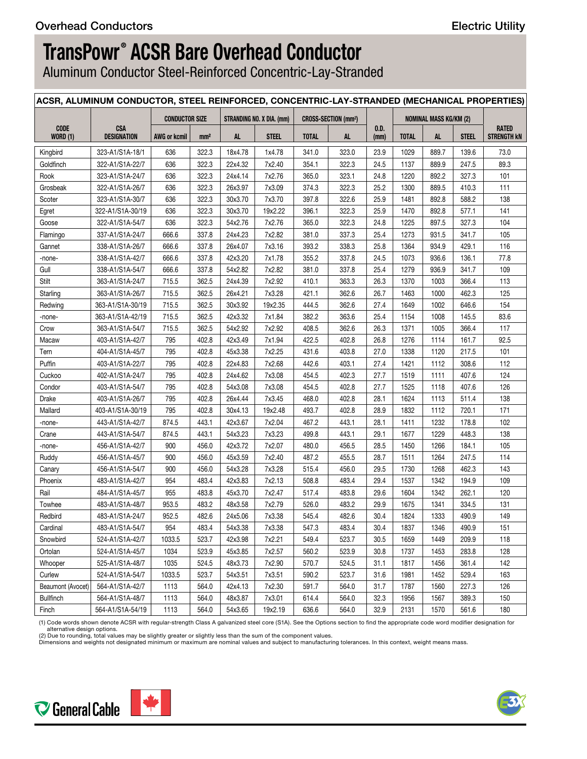# TransPowr® ACSR Bare Overhead Conductor

Aluminum Conductor Steel-Reinforced Concentric-Lay-Stranded

**ACSR, ALUMINUM CONDUCTOR, STEEL REINFORCED, CONCENTRIC-LAY-STRANDED (MECHANICAL PROPERTIES)**

| CODE WORD (1) | CSA DESIGNATION | CONDUCTOR SIZE | | STRANDING NO. X DIA. (mm) | | CROSS-SECTION (mm²) | | O.D. (mm) | NOMINAL MASS KG/KM (2) | | | RATED STRENGTH kN |
|---|---|---|---|---|---|---|---|---|---|---|---|---|
| | | AWG or kcmil | mm² | AL | STEEL | TOTAL | AL | | TOTAL | AL | STEEL | |
| Kingbird | 323-A1/S1A-18/1 | 636 | 322.3 | 18x4.78 | 1x4.78 | 341.0 | 323.0 | 23.9 | 1029 | 889.7 | 139.6 | 73.0 |
| Goldfinch | 322-A1/S1A-22/7 | 636 | 322.3 | 22x4.32 | 7x2.40 | 354.1 | 322.3 | 24.5 | 1137 | 889.9 | 247.5 | 89.3 |
| Rook | 323-A1/S1A-24/7 | 636 | 322.3 | 24x4.14 | 7x2.76 | 365.0 | 323.1 | 24.8 | 1220 | 892.2 | 327.3 | 101 |
| Grosbeak | 322-A1/S1A-26/7 | 636 | 322.3 | 26x3.97 | 7x3.09 | 374.3 | 322.3 | 25.2 | 1300 | 889.5 | 410.3 | 111 |
| Scoter | 323-A1/S1A-30/7 | 636 | 322.3 | 30x3.70 | 7x3.70 | 397.8 | 322.6 | 25.9 | 1481 | 892.8 | 588.2 | 138 |
| Egret | 322-A1/S1A-30/19 | 636 | 322.3 | 30x3.70 | 19x2.22 | 396.1 | 322.3 | 25.9 | 1470 | 892.8 | 577.1 | 141 |
| Goose | 322-A1/S1A-54/7 | 636 | 322.3 | 54x2.76 | 7x2.76 | 365.0 | 322.3 | 24.8 | 1225 | 897.5 | 327.3 | 104 |
| Flamingo | 337-A1/S1A-24/7 | 666.6 | 337.8 | 24x4.23 | 7x2.82 | 381.0 | 337.3 | 25.4 | 1273 | 931.5 | 341.7 | 105 |
| Gannet | 338-A1/S1A-26/7 | 666.6 | 337.8 | 26x4.07 | 7x3.16 | 393.2 | 338.3 | 25.8 | 1364 | 934.9 | 429.1 | 116 |
| -none- | 338-A1/S1A-42/7 | 666.6 | 337.8 | 42x3.20 | 7x1.78 | 355.2 | 337.8 | 24.5 | 1073 | 936.6 | 136.1 | 77.8 |
| Gull | 338-A1/S1A-54/7 | 666.6 | 337.8 | 54x2.82 | 7x2.82 | 381.0 | 337.8 | 25.4 | 1279 | 936.9 | 341.7 | 109 |
| Stilt | 363-A1/S1A-24/7 | 715.5 | 362.5 | 24x4.39 | 7x2.92 | 410.1 | 363.3 | 26.3 | 1370 | 1003 | 366.4 | 113 |
| Starling | 363-A1/S1A-26/7 | 715.5 | 362.5 | 26x4.21 | 7x3.28 | 421.1 | 362.6 | 26.7 | 1463 | 1000 | 462.3 | 125 |
| Redwing | 363-A1/S1A-30/19 | 715.5 | 362.5 | 30x3.92 | 19x2.35 | 444.5 | 362.6 | 27.4 | 1649 | 1002 | 646.6 | 154 |
| -none- | 363-A1/S1A-42/19 | 715.5 | 362.5 | 42x3.32 | 7x1.84 | 382.2 | 363.6 | 25.4 | 1154 | 1008 | 145.5 | 83.6 |
| Crow | 363-A1/S1A-54/7 | 715.5 | 362.5 | 54x2.92 | 7x2.92 | 408.5 | 362.6 | 26.3 | 1371 | 1005 | 366.4 | 117 |
| Macaw | 403-A1/S1A-42/7 | 795 | 402.8 | 42x3.49 | 7x1.94 | 422.5 | 402.8 | 26.8 | 1276 | 1114 | 161.7 | 92.5 |
| Tern | 404-A1/S1A-45/7 | 795 | 402.8 | 45x3.38 | 7x2.25 | 431.6 | 403.8 | 27.0 | 1338 | 1120 | 217.5 | 101 |
| Puffin | 403-A1/S1A-22/7 | 795 | 402.8 | 22x4.83 | 7x2.68 | 442.6 | 403.1 | 27.4 | 1421 | 1112 | 308.6 | 112 |
| Cuckoo | 402-A1/S1A-24/7 | 795 | 402.8 | 24x4.62 | 7x3.08 | 454.5 | 402.3 | 27.7 | 1519 | 1111 | 407.6 | 124 |
| Condor | 403-A1/S1A-54/7 | 795 | 402.8 | 54x3.08 | 7x3.08 | 454.5 | 402.8 | 27.7 | 1525 | 1118 | 407.6 | 126 |
| Drake | 403-A1/S1A-26/7 | 795 | 402.8 | 26x4.44 | 7x3.45 | 468.0 | 402.8 | 28.1 | 1624 | 1113 | 511.4 | 138 |
| Mallard | 403-A1/S1A-30/19 | 795 | 402.8 | 30x4.13 | 19x2.48 | 493.7 | 402.8 | 28.9 | 1832 | 1112 | 720.1 | 171 |
| -none- | 443-A1/S1A-42/7 | 874.5 | 443.1 | 42x3.67 | 7x2.04 | 467.2 | 443.1 | 28.1 | 1411 | 1232 | 178.8 | 102 |
| Crane | 443-A1/S1A-54/7 | 874.5 | 443.1 | 54x3.23 | 7x3.23 | 499.8 | 443.1 | 29.1 | 1677 | 1229 | 448.3 | 138 |
| -none- | 456-A1/S1A-42/7 | 900 | 456.0 | 42x3.72 | 7x2.07 | 480.0 | 456.5 | 28.5 | 1450 | 1266 | 184.1 | 105 |
| Ruddy | 456-A1/S1A-45/7 | 900 | 456.0 | 45x3.59 | 7x2.40 | 487.2 | 455.5 | 28.7 | 1511 | 1264 | 247.5 | 114 |
| Canary | 456-A1/S1A-54/7 | 900 | 456.0 | 54x3.28 | 7x3.28 | 515.4 | 456.0 | 29.5 | 1730 | 1268 | 462.3 | 143 |
| Phoenix | 483-A1/S1A-42/7 | 954 | 483.4 | 42x3.83 | 7x2.13 | 508.8 | 483.4 | 29.4 | 1537 | 1342 | 194.9 | 109 |
| Rail | 484-A1/S1A-45/7 | 955 | 483.8 | 45x3.70 | 7x2.47 | 517.4 | 483.8 | 29.6 | 1604 | 1342 | 262.1 | 120 |
| Towhee | 483-A1/S1A-48/7 | 953.5 | 483.2 | 48x3.58 | 7x2.79 | 526.0 | 483.2 | 29.9 | 1675 | 1341 | 334.5 | 131 |
| Redbird | 483-A1/S1A-24/7 | 952.5 | 482.6 | 24x5.06 | 7x3.38 | 545.4 | 482.6 | 30.4 | 1824 | 1333 | 490.9 | 149 |
| Cardinal | 483-A1/S1A-54/7 | 954 | 483.4 | 54x3.38 | 7x3.38 | 547.3 | 483.4 | 30.4 | 1837 | 1346 | 490.9 | 151 |
| Snowbird | 524-A1/S1A-42/7 | 1033.5 | 523.7 | 42x3.98 | 7x2.21 | 549.4 | 523.7 | 30.5 | 1659 | 1449 | 209.9 | 118 |
| Ortolan | 524-A1/S1A-45/7 | 1034 | 523.9 | 45x3.85 | 7x2.57 | 560.2 | 523.9 | 30.8 | 1737 | 1453 | 283.8 | 128 |
| Whooper | 525-A1/S1A-48/7 | 1035 | 524.5 | 48x3.73 | 7x2.90 | 570.7 | 524.5 | 31.1 | 1817 | 1456 | 361.4 | 142 |
| Curlew | 524-A1/S1A-54/7 | 1033.5 | 523.7 | 54x3.51 | 7x3.51 | 590.2 | 523.7 | 31.6 | 1981 | 1452 | 529.4 | 163 |
| Beaumont (Avocet) | 564-A1/S1A-42/7 | 1113 | 564.0 | 42x4.13 | 7x2.30 | 591.7 | 564.0 | 31.7 | 1787 | 1560 | 227.3 | 126 |
| Bullfinch | 564-A1/S1A-48/7 | 1113 | 564.0 | 48x3.87 | 7x3.01 | 614.4 | 564.0 | 32.3 | 1956 | 1567 | 389.3 | 150 |
| Finch | 564-A1/S1A-54/19 | 1113 | 564.0 | 54x3.65 | 19x2.19 | 636.6 | 564.0 | 32.9 | 2131 | 1570 | 561.6 | 180 |

(1) Code words shown denote ACSR with regular-strength Class A galvanized steel core (S1A). See the Options section to find the appropriate code word modifier designation for alternative design options.
(2) Due to rounding, total values may be slightly greater or slightly less than the sum of the component values.
Dimensions and weights not designated minimum or maximum are nominal values and subject to manufacturing tolerances. In this context, weight means mass.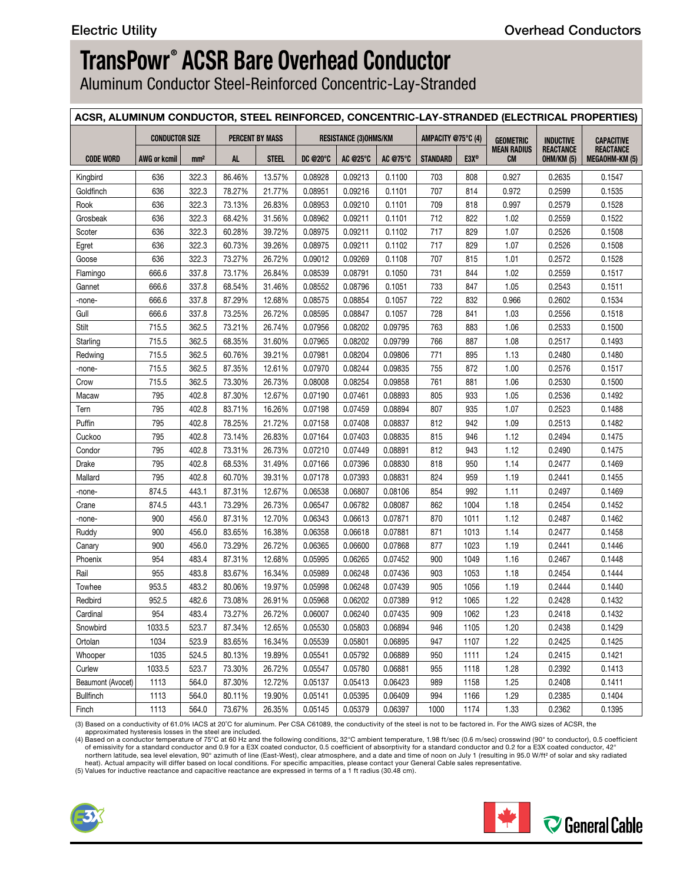Electric Utility

Overhead Conductors

# TransPowr® ACSR Bare Overhead Conductor

Aluminum Conductor Steel-Reinforced Concentric-Lay-Stranded

| ACSR, ALUMINUM CONDUCTOR, STEEL REINFORCED, CONCENTRIC-LAY-STRANDED (ELECTRICAL PROPERTIES) | | | | | | | | | | | | |
|---|---|---|---|---|---|---|---|---|---|---|---|---|
| CODE WORD | CONDUCTOR SIZE | | PERCENT BY MASS | | RESISTANCE (3)OHMS/KM | | | AMPACITY @75°C (4) | | GEOMETRIC MEAN RADIUS CM | INDUCTIVE REACTANCE OHM/KM (5) | CAPACITIVE REACTANCE MEGAOHM-KM (5) |
| | AWG or kcmil | mm² | AL | STEEL | DC @20°C | AC @25°C | AC @75°C | STANDARD | E3X® | | | |
| Kingbird | 636 | 322.3 | 86.46% | 13.57% | 0.08928 | 0.09213 | 0.1100 | 703 | 808 | 0.927 | 0.2635 | 0.1547 |
| Goldfinch | 636 | 322.3 | 78.27% | 21.77% | 0.08951 | 0.09216 | 0.1101 | 707 | 814 | 0.972 | 0.2599 | 0.1535 |
| Rook | 636 | 322.3 | 73.13% | 26.83% | 0.08953 | 0.09210 | 0.1101 | 709 | 818 | 0.997 | 0.2579 | 0.1528 |
| Grosbeak | 636 | 322.3 | 68.42% | 31.56% | 0.08962 | 0.09211 | 0.1101 | 712 | 822 | 1.02 | 0.2559 | 0.1522 |
| Scoter | 636 | 322.3 | 60.28% | 39.72% | 0.08975 | 0.09211 | 0.1102 | 717 | 829 | 1.07 | 0.2526 | 0.1508 |
| Egret | 636 | 322.3 | 60.73% | 39.26% | 0.08975 | 0.09211 | 0.1102 | 717 | 829 | 1.07 | 0.2526 | 0.1508 |
| Goose | 636 | 322.3 | 73.27% | 26.72% | 0.09012 | 0.09269 | 0.1108 | 707 | 815 | 1.01 | 0.2572 | 0.1528 |
| Flamingo | 666.6 | 337.8 | 73.17% | 26.84% | 0.08539 | 0.08791 | 0.1050 | 731 | 844 | 1.02 | 0.2559 | 0.1517 |
| Gannet | 666.6 | 337.8 | 68.54% | 31.46% | 0.08552 | 0.08796 | 0.1051 | 733 | 847 | 1.05 | 0.2543 | 0.1511 |
| -none- | 666.6 | 337.8 | 87.29% | 12.68% | 0.08575 | 0.08854 | 0.1057 | 722 | 832 | 0.966 | 0.2602 | 0.1534 |
| Gull | 666.6 | 337.8 | 73.25% | 26.72% | 0.08595 | 0.08847 | 0.1057 | 728 | 841 | 1.03 | 0.2556 | 0.1518 |
| Stilt | 715.5 | 362.5 | 73.21% | 26.74% | 0.07956 | 0.08202 | 0.09795 | 763 | 883 | 1.06 | 0.2533 | 0.1500 |
| Starling | 715.5 | 362.5 | 68.35% | 31.60% | 0.07965 | 0.08202 | 0.09799 | 766 | 887 | 1.08 | 0.2517 | 0.1493 |
| Redwing | 715.5 | 362.5 | 60.76% | 39.21% | 0.07981 | 0.08204 | 0.09806 | 771 | 895 | 1.13 | 0.2480 | 0.1480 |
| -none- | 715.5 | 362.5 | 87.35% | 12.61% | 0.07970 | 0.08244 | 0.09835 | 755 | 872 | 1.00 | 0.2576 | 0.1517 |
| Crow | 715.5 | 362.5 | 73.30% | 26.73% | 0.08008 | 0.08254 | 0.09858 | 761 | 881 | 1.06 | 0.2530 | 0.1500 |
| Macaw | 795 | 402.8 | 87.30% | 12.67% | 0.07190 | 0.07461 | 0.08893 | 805 | 933 | 1.05 | 0.2536 | 0.1492 |
| Tern | 795 | 402.8 | 83.71% | 16.26% | 0.07198 | 0.07459 | 0.08894 | 807 | 935 | 1.07 | 0.2523 | 0.1488 |
| Puffin | 795 | 402.8 | 78.25% | 21.72% | 0.07158 | 0.07408 | 0.08837 | 812 | 942 | 1.09 | 0.2513 | 0.1482 |
| Cuckoo | 795 | 402.8 | 73.14% | 26.83% | 0.07164 | 0.07403 | 0.08835 | 815 | 946 | 1.12 | 0.2494 | 0.1475 |
| Condor | 795 | 402.8 | 73.31% | 26.73% | 0.07210 | 0.07449 | 0.08891 | 812 | 943 | 1.12 | 0.2490 | 0.1475 |
| Drake | 795 | 402.8 | 68.53% | 31.49% | 0.07166 | 0.07396 | 0.08830 | 818 | 950 | 1.14 | 0.2477 | 0.1469 |
| Mallard | 795 | 402.8 | 60.70% | 39.31% | 0.07178 | 0.07393 | 0.08831 | 824 | 959 | 1.19 | 0.2441 | 0.1455 |
| -none- | 874.5 | 443.1 | 87.31% | 12.67% | 0.06538 | 0.06807 | 0.08106 | 854 | 992 | 1.11 | 0.2497 | 0.1469 |
| Crane | 874.5 | 443.1 | 73.29% | 26.73% | 0.06547 | 0.06782 | 0.08087 | 862 | 1004 | 1.18 | 0.2454 | 0.1452 |
| -none- | 900 | 456.0 | 87.31% | 12.70% | 0.06343 | 0.06613 | 0.07871 | 870 | 1011 | 1.12 | 0.2487 | 0.1462 |
| Ruddy | 900 | 456.0 | 83.65% | 16.38% | 0.06358 | 0.06618 | 0.07881 | 871 | 1013 | 1.14 | 0.2477 | 0.1458 |
| Canary | 900 | 456.0 | 73.29% | 26.72% | 0.06365 | 0.06600 | 0.07868 | 877 | 1023 | 1.19 | 0.2441 | 0.1446 |
| Phoenix | 954 | 483.4 | 87.31% | 12.68% | 0.05995 | 0.06265 | 0.07452 | 900 | 1049 | 1.16 | 0.2467 | 0.1448 |
| Rail | 955 | 483.8 | 83.67% | 16.34% | 0.05989 | 0.06248 | 0.07436 | 903 | 1053 | 1.18 | 0.2454 | 0.1444 |
| Towhee | 953.5 | 483.2 | 80.06% | 19.97% | 0.05998 | 0.06248 | 0.07439 | 905 | 1056 | 1.19 | 0.2444 | 0.1440 |
| Redbird | 952.5 | 482.6 | 73.08% | 26.91% | 0.05968 | 0.06202 | 0.07389 | 912 | 1065 | 1.22 | 0.2428 | 0.1432 |
| Cardinal | 954 | 483.4 | 73.27% | 26.72% | 0.06007 | 0.06240 | 0.07435 | 909 | 1062 | 1.23 | 0.2418 | 0.1432 |
| Snowbird | 1033.5 | 523.7 | 87.34% | 12.65% | 0.05530 | 0.05803 | 0.06894 | 946 | 1105 | 1.20 | 0.2438 | 0.1429 |
| Ortolan | 1034 | 523.9 | 83.65% | 16.34% | 0.05539 | 0.05801 | 0.06895 | 947 | 1107 | 1.22 | 0.2425 | 0.1425 |
| Whooper | 1035 | 524.5 | 80.13% | 19.89% | 0.05541 | 0.05792 | 0.06889 | 950 | 1111 | 1.24 | 0.2415 | 0.1421 |
| Curlew | 1033.5 | 523.7 | 73.30% | 26.72% | 0.05547 | 0.05780 | 0.06881 | 955 | 1118 | 1.28 | 0.2392 | 0.1413 |
| Beaumont (Avocet) | 1113 | 564.0 | 87.30% | 12.72% | 0.05137 | 0.05413 | 0.06423 | 989 | 1158 | 1.25 | 0.2408 | 0.1411 |
| Bullfinch | 1113 | 564.0 | 80.11% | 19.90% | 0.05141 | 0.05395 | 0.06409 | 994 | 1166 | 1.29 | 0.2385 | 0.1404 |
| Finch | 1113 | 564.0 | 73.67% | 26.35% | 0.05145 | 0.05379 | 0.06397 | 1000 | 1174 | 1.33 | 0.2362 | 0.1395 |

(3) Based on a conductivity of 61.0% IACS at 20°C for aluminum. Per CSA C61089, the conductivity of the steel is not to be factored in. For the AWG sizes of ACSR, the approximated hysteresis losses in the steel are included.
(4) Based on a conductor temperature of 75°C at 60 Hz and the following conditions, 32°C ambient temperature, 1.98 ft/sec (0.6 m/sec) crosswind (90° to conductor), 0.5 coefficient of emissivity for a standard conductor and 0.9 for a E3X coated conductor, 0.5 coefficient of absorptivity for a standard conductor and 0.2 for a E3X coated conductor, 42° northern latitude, sea level elevation, 90° azimuth of line (East-West), clear atmosphere, and a date and time of noon on July 1 (resulting in 95.0 W/ft² of solar and sky radiated heat). Actual ampacity will differ based on local conditions. For specific ampacities, please contact your General Cable sales representative.
(5) Values for inductive reactance and capacitive reactance are expressed in terms of a 1 ft radius (30.48 cm).

General Cable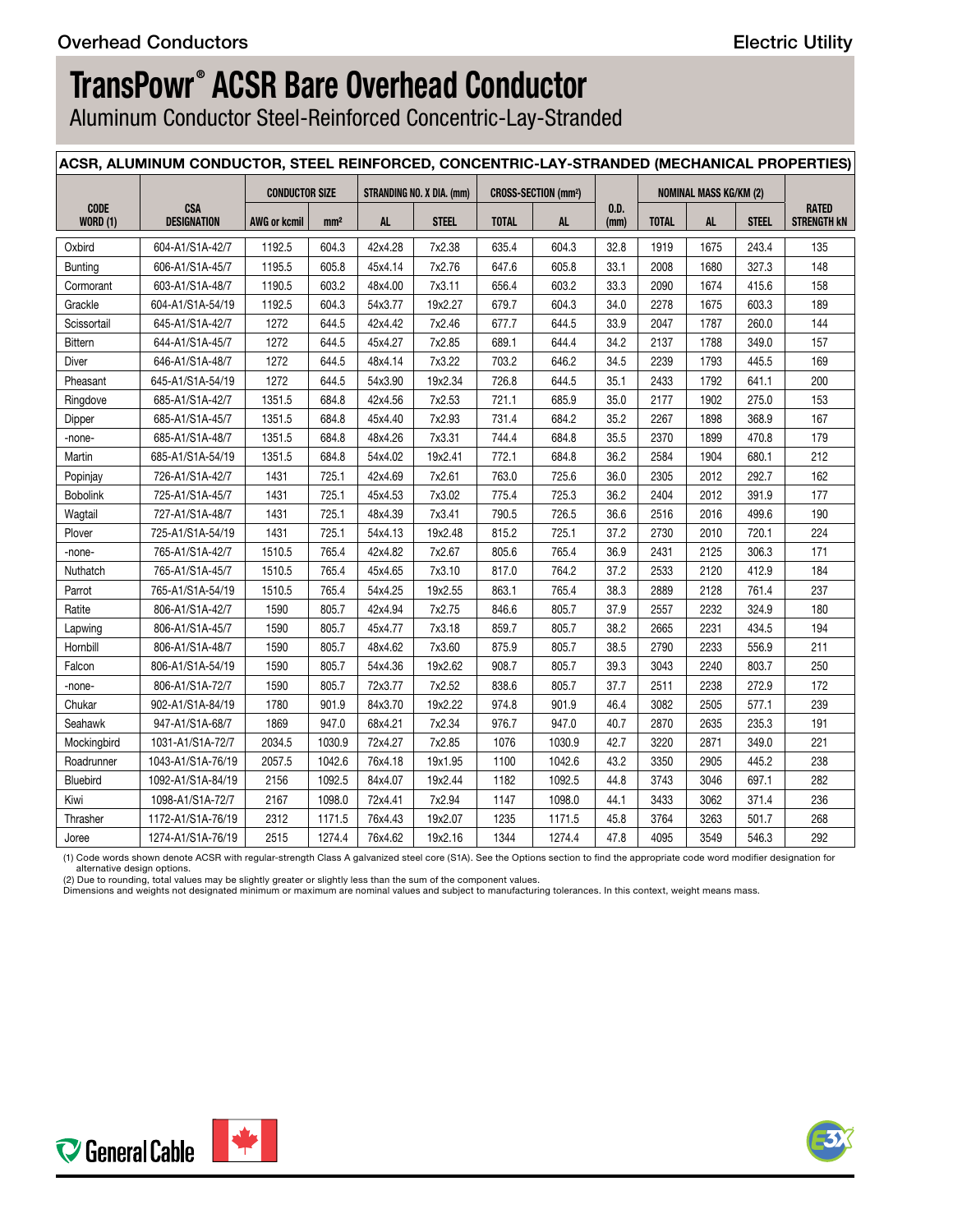# TransPowr® ACSR Bare Overhead Conductor

Aluminum Conductor Steel-Reinforced Concentric-Lay-Stranded

| ACSR, ALUMINUM CONDUCTOR, STEEL REINFORCED, CONCENTRIC-LAY-STRANDED (MECHANICAL PROPERTIES) | | | | | | | | | | | | |
|---|---|---|---|---|---|---|---|---|---|---|---|---|
| CODE WORD (1) | CSA DESIGNATION | CONDUCTOR SIZE | | STRANDING NO. X DIA. (mm) | | CROSS-SECTION (mm²) | | O.D. (mm) | NOMINAL MASS KG/KM (2) | | | RATED STRENGTH kN |
| | | AWG or kcmil | mm² | AL | STEEL | TOTAL | AL | | TOTAL | AL | STEEL | |
| Oxbird | 604-A1/S1A-42/7 | 1192.5 | 604.3 | 42x4.28 | 7x2.38 | 635.4 | 604.3 | 32.8 | 1919 | 1675 | 243.4 | 135 |
| Bunting | 606-A1/S1A-45/7 | 1195.5 | 605.8 | 45x4.14 | 7x2.76 | 647.6 | 605.8 | 33.1 | 2008 | 1680 | 327.3 | 148 |
| Cormorant | 603-A1/S1A-48/7 | 1190.5 | 603.2 | 48x4.00 | 7x3.11 | 656.4 | 603.2 | 33.3 | 2090 | 1674 | 415.6 | 158 |
| Grackle | 604-A1/S1A-54/19 | 1192.5 | 604.3 | 54x3.77 | 19x2.27 | 679.7 | 604.3 | 34.0 | 2278 | 1675 | 603.3 | 189 |
| Scissortail | 645-A1/S1A-42/7 | 1272 | 644.5 | 42x4.42 | 7x2.46 | 677.7 | 644.5 | 33.9 | 2047 | 1787 | 260.0 | 144 |
| Bittern | 644-A1/S1A-45/7 | 1272 | 644.5 | 45x4.27 | 7x2.85 | 689.1 | 644.4 | 34.2 | 2137 | 1788 | 349.0 | 157 |
| Diver | 646-A1/S1A-48/7 | 1272 | 644.5 | 48x4.14 | 7x3.22 | 703.2 | 646.2 | 34.5 | 2239 | 1793 | 445.5 | 169 |
| Pheasant | 645-A1/S1A-54/19 | 1272 | 644.5 | 54x3.90 | 19x2.34 | 726.8 | 644.5 | 35.1 | 2433 | 1792 | 641.1 | 200 |
| Ringdove | 685-A1/S1A-42/7 | 1351.5 | 684.8 | 42x4.56 | 7x2.53 | 721.1 | 685.9 | 35.0 | 2177 | 1902 | 275.0 | 153 |
| Dipper | 685-A1/S1A-45/7 | 1351.5 | 684.8 | 45x4.40 | 7x2.93 | 731.4 | 684.2 | 35.2 | 2267 | 1898 | 368.9 | 167 |
| -none- | 685-A1/S1A-48/7 | 1351.5 | 684.8 | 48x4.26 | 7x3.31 | 744.4 | 684.8 | 35.5 | 2370 | 1899 | 470.8 | 179 |
| Martin | 685-A1/S1A-54/19 | 1351.5 | 684.8 | 54x4.02 | 19x2.41 | 772.1 | 684.8 | 36.2 | 2584 | 1904 | 680.1 | 212 |
| Popinjay | 726-A1/S1A-42/7 | 1431 | 725.1 | 42x4.69 | 7x2.61 | 763.0 | 725.6 | 36.0 | 2305 | 2012 | 292.7 | 162 |
| Bobolink | 725-A1/S1A-45/7 | 1431 | 725.1 | 45x4.53 | 7x3.02 | 775.4 | 725.3 | 36.2 | 2404 | 2012 | 391.9 | 177 |
| Wagtail | 727-A1/S1A-48/7 | 1431 | 725.1 | 48x4.39 | 7x3.41 | 790.5 | 726.5 | 36.6 | 2516 | 2016 | 499.6 | 190 |
| Plover | 725-A1/S1A-54/19 | 1431 | 725.1 | 54x4.13 | 19x2.48 | 815.2 | 725.1 | 37.2 | 2730 | 2010 | 720.1 | 224 |
| -none- | 765-A1/S1A-42/7 | 1510.5 | 765.4 | 42x4.82 | 7x2.67 | 805.6 | 765.4 | 36.9 | 2431 | 2125 | 306.3 | 171 |
| Nuthatch | 765-A1/S1A-45/7 | 1510.5 | 765.4 | 45x4.65 | 7x3.10 | 817.0 | 764.2 | 37.2 | 2533 | 2120 | 412.9 | 184 |
| Parrot | 765-A1/S1A-54/19 | 1510.5 | 765.4 | 54x4.25 | 19x2.55 | 863.1 | 765.4 | 38.3 | 2889 | 2128 | 761.4 | 237 |
| Ratite | 806-A1/S1A-42/7 | 1590 | 805.7 | 42x4.94 | 7x2.75 | 846.6 | 805.7 | 37.9 | 2557 | 2232 | 324.9 | 180 |
| Lapwing | 806-A1/S1A-45/7 | 1590 | 805.7 | 45x4.77 | 7x3.18 | 859.7 | 805.7 | 38.2 | 2665 | 2231 | 434.5 | 194 |
| Hornbill | 806-A1/S1A-48/7 | 1590 | 805.7 | 48x4.62 | 7x3.60 | 875.9 | 805.7 | 38.5 | 2790 | 2233 | 556.9 | 211 |
| Falcon | 806-A1/S1A-54/19 | 1590 | 805.7 | 54x4.36 | 19x2.62 | 908.7 | 805.7 | 39.3 | 3043 | 2240 | 803.7 | 250 |
| -none- | 806-A1/S1A-72/7 | 1590 | 805.7 | 72x3.77 | 7x2.52 | 838.6 | 805.7 | 37.7 | 2511 | 2238 | 272.9 | 172 |
| Chukar | 902-A1/S1A-84/19 | 1780 | 901.9 | 84x3.70 | 19x2.22 | 974.8 | 901.9 | 46.4 | 3082 | 2505 | 577.1 | 239 |
| Seahawk | 947-A1/S1A-68/7 | 1869 | 947.0 | 68x4.21 | 7x2.34 | 976.7 | 947.0 | 40.7 | 2870 | 2635 | 235.3 | 191 |
| Mockingbird | 1031-A1/S1A-72/7 | 2034.5 | 1030.9 | 72x4.27 | 7x2.85 | 1076 | 1030.9 | 42.7 | 3220 | 2871 | 349.0 | 221 |
| Roadrunner | 1043-A1/S1A-76/19 | 2057.5 | 1042.6 | 76x4.18 | 19x1.95 | 1100 | 1042.6 | 43.2 | 3350 | 2905 | 445.2 | 238 |
| Bluebird | 1092-A1/S1A-84/19 | 2156 | 1092.5 | 84x4.07 | 19x2.44 | 1182 | 1092.5 | 44.8 | 3743 | 3046 | 697.1 | 282 |
| Kiwi | 1098-A1/S1A-72/7 | 2167 | 1098.0 | 72x4.41 | 7x2.94 | 1147 | 1098.0 | 44.1 | 3433 | 3062 | 371.4 | 236 |
| Thrasher | 1172-A1/S1A-76/19 | 2312 | 1171.5 | 76x4.43 | 19x2.07 | 1235 | 1171.5 | 45.8 | 3764 | 3263 | 501.7 | 268 |
| Joree | 1274-A1/S1A-76/19 | 2515 | 1274.4 | 76x4.62 | 19x2.16 | 1344 | 1274.4 | 47.8 | 4095 | 3549 | 546.3 | 292 |

(1) Code words shown denote ACSR with regular-strength Class A galvanized steel core (S1A). See the Options section to find the appropriate code word modifier designation for alternative design options.
(2) Due to rounding, total values may be slightly greater or slightly less than the sum of the component values.
Dimensions and weights not designated minimum or maximum are nominal values and subject to manufacturing tolerances. In this context, weight means mass.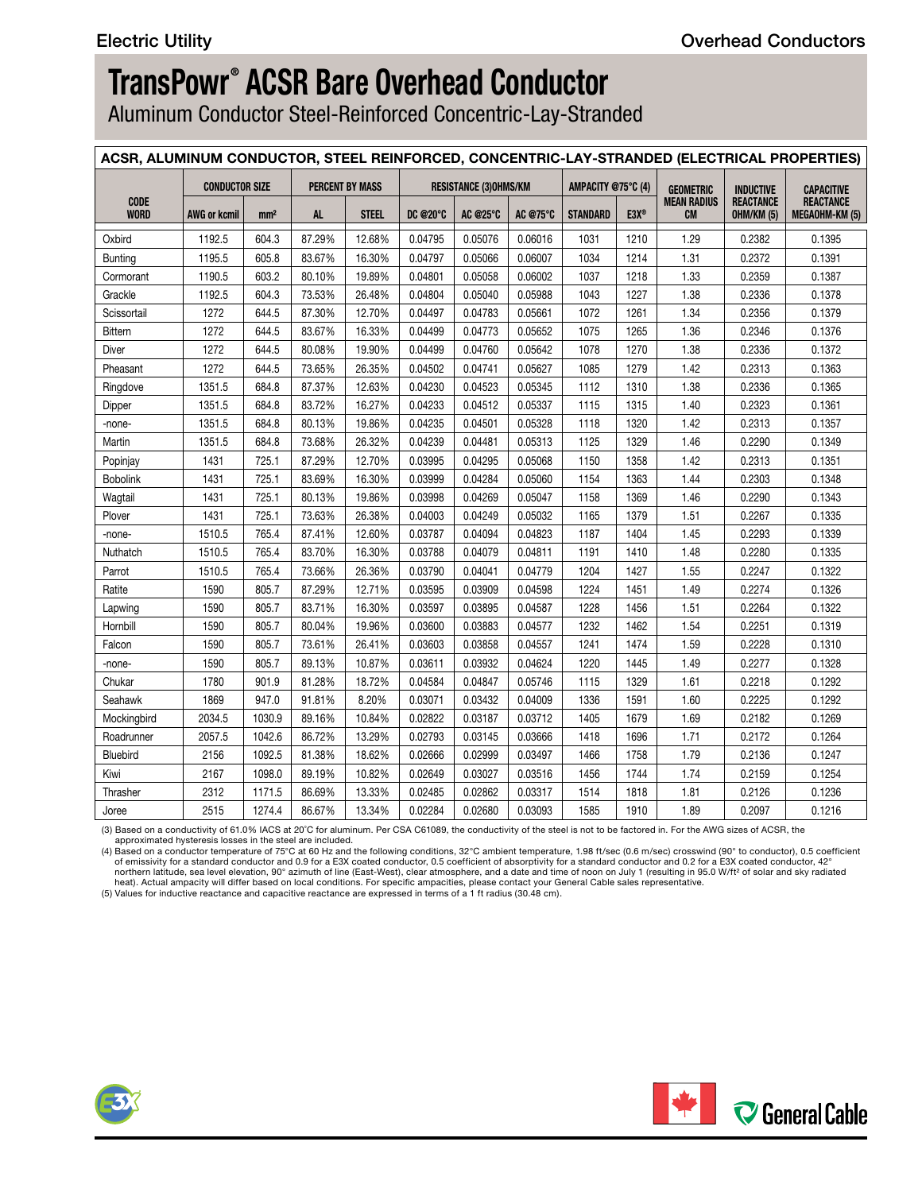# TransPowr® ACSR Bare Overhead Conductor

Aluminum Conductor Steel-Reinforced Concentric-Lay-Stranded

| ACSR, ALUMINUM CONDUCTOR, STEEL REINFORCED, CONCENTRIC-LAY-STRANDED (ELECTRICAL PROPERTIES) | | | | | | | | | | | | |
|---|---|---|---|---|---|---|---|---|---|---|---|---|
| CODE WORD | CONDUCTOR SIZE | | PERCENT BY MASS | | RESISTANCE (3)OHMS/KM | | | AMPACITY @75°C (4) | | GEOMETRIC MEAN RADIUS CM | INDUCTIVE REACTANCE OHM/KM (5) | CAPACITIVE REACTANCE MEGAOHM-KM (5) |
| | AWG or kcmil | mm² | AL | STEEL | DC @20°C | AC @25°C | AC @75°C | STANDARD | E3X® | | | |
| Oxbird | 1192.5 | 604.3 | 87.29% | 12.68% | 0.04795 | 0.05076 | 0.06016 | 1031 | 1210 | 1.29 | 0.2382 | 0.1395 |
| Bunting | 1195.5 | 605.8 | 83.67% | 16.30% | 0.04797 | 0.05066 | 0.06007 | 1034 | 1214 | 1.31 | 0.2372 | 0.1391 |
| Cormorant | 1190.5 | 603.2 | 80.10% | 19.89% | 0.04801 | 0.05058 | 0.06002 | 1037 | 1218 | 1.33 | 0.2359 | 0.1387 |
| Grackle | 1192.5 | 604.3 | 73.53% | 26.48% | 0.04804 | 0.05040 | 0.05988 | 1043 | 1227 | 1.38 | 0.2336 | 0.1378 |
| Scissortail | 1272 | 644.5 | 87.30% | 12.70% | 0.04497 | 0.04783 | 0.05661 | 1072 | 1261 | 1.34 | 0.2356 | 0.1379 |
| Bittern | 1272 | 644.5 | 83.67% | 16.33% | 0.04499 | 0.04773 | 0.05652 | 1075 | 1265 | 1.36 | 0.2346 | 0.1376 |
| Diver | 1272 | 644.5 | 80.08% | 19.90% | 0.04499 | 0.04760 | 0.05642 | 1078 | 1270 | 1.38 | 0.2336 | 0.1372 |
| Pheasant | 1272 | 644.5 | 73.65% | 26.35% | 0.04502 | 0.04741 | 0.05627 | 1085 | 1279 | 1.42 | 0.2313 | 0.1363 |
| Ringdove | 1351.5 | 684.8 | 87.37% | 12.63% | 0.04230 | 0.04523 | 0.05345 | 1112 | 1310 | 1.38 | 0.2336 | 0.1365 |
| Dipper | 1351.5 | 684.8 | 83.72% | 16.27% | 0.04233 | 0.04512 | 0.05337 | 1115 | 1315 | 1.40 | 0.2323 | 0.1361 |
| -none- | 1351.5 | 684.8 | 80.13% | 19.86% | 0.04235 | 0.04501 | 0.05328 | 1118 | 1320 | 1.42 | 0.2313 | 0.1357 |
| Martin | 1351.5 | 684.8 | 73.68% | 26.32% | 0.04239 | 0.04481 | 0.05313 | 1125 | 1329 | 1.46 | 0.2290 | 0.1349 |
| Popinjay | 1431 | 725.1 | 87.29% | 12.70% | 0.03995 | 0.04295 | 0.05068 | 1150 | 1358 | 1.42 | 0.2313 | 0.1351 |
| Bobolink | 1431 | 725.1 | 83.69% | 16.30% | 0.03999 | 0.04284 | 0.05060 | 1154 | 1363 | 1.44 | 0.2303 | 0.1348 |
| Wagtail | 1431 | 725.1 | 80.13% | 19.86% | 0.03998 | 0.04269 | 0.05047 | 1158 | 1369 | 1.46 | 0.2290 | 0.1343 |
| Plover | 1431 | 725.1 | 73.63% | 26.38% | 0.04003 | 0.04249 | 0.05032 | 1165 | 1379 | 1.51 | 0.2267 | 0.1335 |
| -none- | 1510.5 | 765.4 | 87.41% | 12.60% | 0.03787 | 0.04094 | 0.04823 | 1187 | 1404 | 1.45 | 0.2293 | 0.1339 |
| Nuthatch | 1510.5 | 765.4 | 83.70% | 16.30% | 0.03788 | 0.04079 | 0.04811 | 1191 | 1410 | 1.48 | 0.2280 | 0.1335 |
| Parrot | 1510.5 | 765.4 | 73.66% | 26.36% | 0.03790 | 0.04041 | 0.04779 | 1204 | 1427 | 1.55 | 0.2247 | 0.1322 |
| Ratite | 1590 | 805.7 | 87.29% | 12.71% | 0.03595 | 0.03909 | 0.04598 | 1224 | 1451 | 1.49 | 0.2274 | 0.1326 |
| Lapwing | 1590 | 805.7 | 83.71% | 16.30% | 0.03597 | 0.03895 | 0.04587 | 1228 | 1456 | 1.51 | 0.2264 | 0.1322 |
| Hornbill | 1590 | 805.7 | 80.04% | 19.96% | 0.03600 | 0.03883 | 0.04577 | 1232 | 1462 | 1.54 | 0.2251 | 0.1319 |
| Falcon | 1590 | 805.7 | 73.61% | 26.41% | 0.03603 | 0.03858 | 0.04557 | 1241 | 1474 | 1.59 | 0.2228 | 0.1310 |
| -none- | 1590 | 805.7 | 89.13% | 10.87% | 0.03611 | 0.03932 | 0.04624 | 1220 | 1445 | 1.49 | 0.2277 | 0.1328 |
| Chukar | 1780 | 901.9 | 81.28% | 18.72% | 0.04584 | 0.04847 | 0.05746 | 1115 | 1329 | 1.61 | 0.2218 | 0.1292 |
| Seahawk | 1869 | 947.0 | 91.81% | 8.20% | 0.03071 | 0.03432 | 0.04009 | 1336 | 1591 | 1.60 | 0.2225 | 0.1292 |
| Mockingbird | 2034.5 | 1030.9 | 89.16% | 10.84% | 0.02822 | 0.03187 | 0.03712 | 1405 | 1679 | 1.69 | 0.2182 | 0.1269 |
| Roadrunner | 2057.5 | 1042.6 | 86.72% | 13.29% | 0.02793 | 0.03145 | 0.03666 | 1418 | 1696 | 1.71 | 0.2172 | 0.1264 |
| Bluebird | 2156 | 1092.5 | 81.38% | 18.62% | 0.02666 | 0.02999 | 0.03497 | 1466 | 1758 | 1.79 | 0.2136 | 0.1247 |
| Kiwi | 2167 | 1098.0 | 89.19% | 10.82% | 0.02649 | 0.03027 | 0.03516 | 1456 | 1744 | 1.74 | 0.2159 | 0.1254 |
| Thrasher | 2312 | 1171.5 | 86.69% | 13.33% | 0.02485 | 0.02862 | 0.03317 | 1514 | 1818 | 1.81 | 0.2126 | 0.1236 |
| Joree | 2515 | 1274.4 | 86.67% | 13.34% | 0.02284 | 0.02680 | 0.03093 | 1585 | 1910 | 1.89 | 0.2097 | 0.1216 |

(3) Based on a conductivity of 61.0% IACS at 20˚C for aluminum. Per CSA C61089, the conductivity of the steel is not to be factored in. For the AWG sizes of ACSR, the approximated hysteresis losses in the steel are included.

(4) Based on a conductor temperature of 75°C at 60 Hz and the following conditions, 32°C ambient temperature, 1.98 ft/sec (0.6 m/sec) crosswind (90° to conductor), 0.5 coefficient of emissivity for a standard conductor and 0.9 for a E3X coated conductor, 0.5 coefficient of absorptivity for a standard conductor and 0.2 for a E3X coated conductor, 42° northern latitude, sea level elevation, 90° azimuth of line (East-West), clear atmosphere, and a date and time of noon on July 1 (resulting in 95.0 W/ft² of solar and sky radiated heat). Actual ampacity will differ based on local conditions. For specific ampacities, please contact your General Cable sales representative.

(5) Values for inductive reactance and capacitive reactance are expressed in terms of a 1 ft radius (30.48 cm).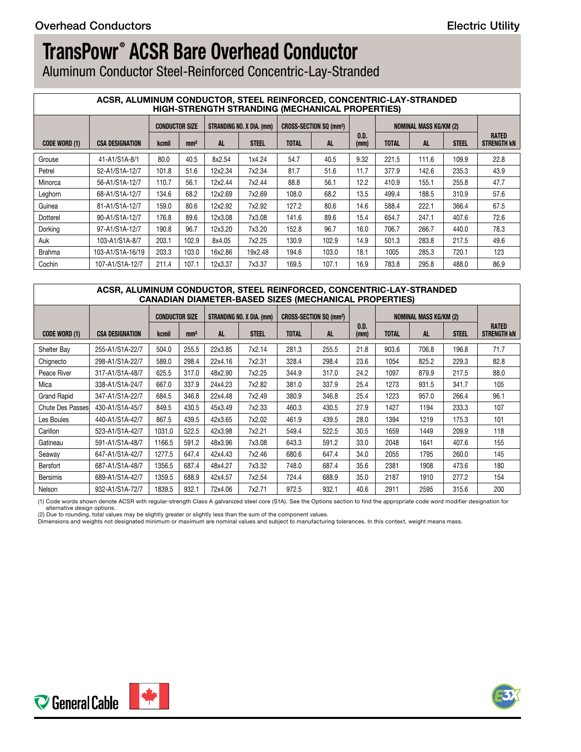# TransPowr® ACSR Bare Overhead Conductor

Aluminum Conductor Steel-Reinforced Concentric-Lay-Stranded

**ACSR, ALUMINUM CONDUCTOR, STEEL REINFORCED, CONCENTRIC-LAY-STRANDED HIGH-STRENGTH STRANDING (MECHANICAL PROPERTIES)**

| | | CONDUCTOR SIZE | | STRANDING NO. X DIA. (mm) | | CROSS-SECTION SQ (mm²) | | | NOMINAL MASS KG/KM (2) | | | |
|---|---|---|---|---|---|---|---|---|---|---|---|---|
| CODE WORD (1) | CSA DESIGNATION | kcmil | mm² | AL | STEEL | TOTAL | AL | O.D. (mm) | TOTAL | AL | STEEL | RATED STRENGTH kN |
| Grouse | 41-A1/S1A-8/1 | 80.0 | 40.5 | 8x2.54 | 1x4.24 | 54.7 | 40.5 | 9.32 | 221.5 | 111.6 | 109.9 | 22.8 |
| Petrel | 52-A1/S1A-12/7 | 101.8 | 51.6 | 12x2.34 | 7x2.34 | 81.7 | 51.6 | 11.7 | 377.9 | 142.6 | 235.3 | 43.9 |
| Minorca | 56-A1/S1A-12/7 | 110.7 | 56.1 | 12x2.44 | 7x2.44 | 88.8 | 56.1 | 12.2 | 410.9 | 155.1 | 255.8 | 47.7 |
| Leghorn | 68-A1/S1A-12/7 | 134.6 | 68.2 | 12x2.69 | 7x2.69 | 108.0 | 68.2 | 13.5 | 499.4 | 188.5 | 310.9 | 57.6 |
| Guinea | 81-A1/S1A-12/7 | 159.0 | 80.6 | 12x2.92 | 7x2.92 | 127.2 | 80.6 | 14.6 | 588.4 | 222.1 | 366.4 | 67.5 |
| Dotterel | 90-A1/S1A-12/7 | 176.8 | 89.6 | 12x3.08 | 7x3.08 | 141.6 | 89.6 | 15.4 | 654.7 | 247.1 | 407.6 | 72.6 |
| Dorking | 97-A1/S1A-12/7 | 190.8 | 96.7 | 12x3.20 | 7x3.20 | 152.8 | 96.7 | 16.0 | 706.7 | 266.7 | 440.0 | 78.3 |
| Auk | 103-A1/S1A-8/7 | 203.1 | 102.9 | 8x4.05 | 7x2.25 | 130.9 | 102.9 | 14.9 | 501.3 | 283.8 | 217.5 | 49.6 |
| Brahma | 103-A1/S1A-16/19 | 203.3 | 103.0 | 16x2.86 | 19x2.48 | 194.6 | 103.0 | 18.1 | 1005 | 285.3 | 720.1 | 123 |
| Cochin | 107-A1/S1A-12/7 | 211.4 | 107.1 | 12x3.37 | 7x3.37 | 169.5 | 107.1 | 16.9 | 783.8 | 295.8 | 488.0 | 86.9 |

**ACSR, ALUMINUM CONDUCTOR, STEEL REINFORCED, CONCENTRIC-LAY-STRANDED CANADIAN DIAMETER-BASED SIZES (MECHANICAL PROPERTIES)**

| | | CONDUCTOR SIZE | | STRANDING NO. X DIA. (mm) | | CROSS-SECTION SQ (mm²) | | | NOMINAL MASS KG/KM (2) | | | |
|---|---|---|---|---|---|---|---|---|---|---|---|---|
| CODE WORD (1) | CSA DESIGNATION | kcmil | mm² | AL | STEEL | TOTAL | AL | O.D. (mm) | TOTAL | AL | STEEL | RATED STRENGTH kN |
| Shelter Bay | 255-A1/S1A-22/7 | 504.0 | 255.5 | 22x3.85 | 7x2.14 | 281.3 | 255.5 | 21.8 | 903.6 | 706.8 | 196.8 | 71.7 |
| Chignecto | 298-A1/S1A-22/7 | 589.0 | 298.4 | 22x4.16 | 7x2.31 | 328.4 | 298.4 | 23.6 | 1054 | 825.2 | 229.3 | 82.8 |
| Peace River | 317-A1/S1A-48/7 | 625.5 | 317.0 | 48x2.90 | 7x2.25 | 344.9 | 317.0 | 24.2 | 1097 | 879.9 | 217.5 | 88.0 |
| Mica | 338-A1/S1A-24/7 | 667.0 | 337.9 | 24x4.23 | 7x2.82 | 381.0 | 337.9 | 25.4 | 1273 | 931.5 | 341.7 | 105 |
| Grand Rapid | 347-A1/S1A-22/7 | 684.5 | 346.8 | 22x4.48 | 7x2.49 | 380.9 | 346.8 | 25.4 | 1223 | 957.0 | 266.4 | 96.1 |
| Chute Des Passes | 430-A1/S1A-45/7 | 849.5 | 430.5 | 45x3.49 | 7x2.33 | 460.3 | 430.5 | 27.9 | 1427 | 1194 | 233.3 | 107 |
| Les Boules | 440-A1/S1A-42/7 | 867.5 | 439.5 | 42x3.65 | 7x2.02 | 461.9 | 439.5 | 28.0 | 1394 | 1219 | 175.3 | 101 |
| Carillon | 523-A1/S1A-42/7 | 1031.0 | 522.5 | 42x3.98 | 7x2.21 | 549.4 | 522.5 | 30.5 | 1659 | 1449 | 209.9 | 118 |
| Gatineau | 591-A1/S1A-48/7 | 1166.5 | 591.2 | 48x3.96 | 7x3.08 | 643.3 | 591.2 | 33.0 | 2048 | 1641 | 407.6 | 155 |
| Seaway | 647-A1/S1A-42/7 | 1277.5 | 647.4 | 42x4.43 | 7x2.46 | 680.6 | 647.4 | 34.0 | 2055 | 1795 | 260.0 | 145 |
| Bersfort | 687-A1/S1A-48/7 | 1356.5 | 687.4 | 48x4.27 | 7x3.32 | 748.0 | 687.4 | 35.6 | 2381 | 1908 | 473.6 | 180 |
| Bersimis | 689-A1/S1A-42/7 | 1359.5 | 688.9 | 42x4.57 | 7x2.54 | 724.4 | 688.9 | 35.0 | 2187 | 1910 | 277.2 | 154 |
| Nelson | 932-A1/S1A-72/7 | 1839.5 | 932.1 | 72x4.06 | 7x2.71 | 972.5 | 932.1 | 40.6 | 2911 | 2595 | 315.6 | 200 |

(1) Code words shown denote ACSR with regular-strength Class A galvanized steel core (S1A). See the Options section to find the appropriate code word modifier designation for alternative design options.
(2) Due to rounding, total values may be slightly greater or slightly less than the sum of the component values.
Dimensions and weights not designated minimum or maximum are nominal values and subject to manufacturing tolerances. In this context, weight means mass.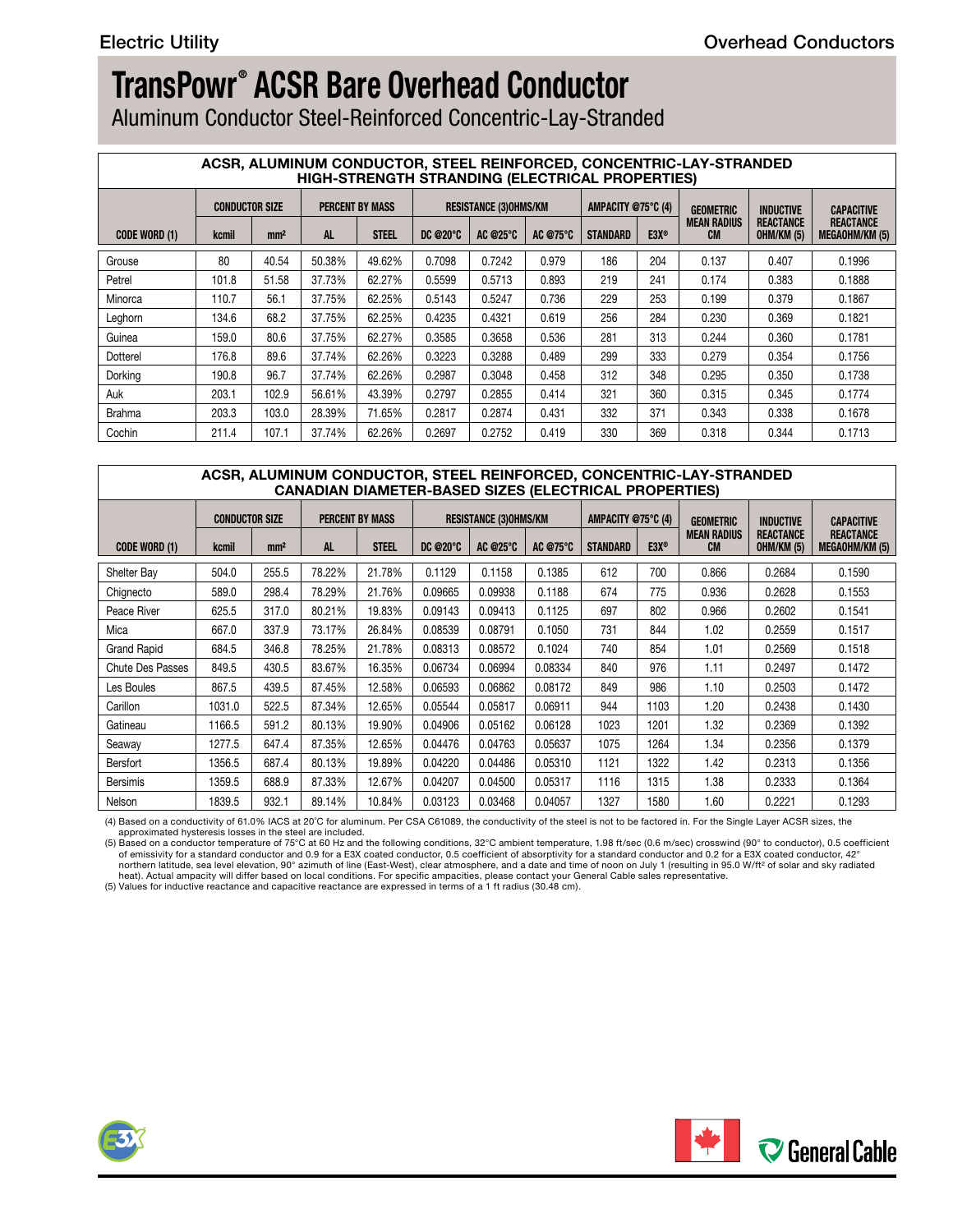# TransPowr® ACSR Bare Overhead Conductor

## Aluminum Conductor Steel-Reinforced Concentric-Lay-Stranded

**ACSR, ALUMINUM CONDUCTOR, STEEL REINFORCED, CONCENTRIC-LAY-STRANDED HIGH-STRENGTH STRANDING (ELECTRICAL PROPERTIES)**

| CODE WORD (1) | CONDUCTOR SIZE | | PERCENT BY MASS | | RESISTANCE (3)OHMS/KM | | | AMPACITY @75°C (4) | | GEOMETRIC MEAN RADIUS CM | INDUCTIVE REACTANCE OHM/KM (5) | CAPACITIVE REACTANCE MEGAOHM/KM (5) |
|---|---|---|---|---|---|---|---|---|---|---|---|---|
| | kcmil | mm² | AL | STEEL | DC @20°C | AC @25°C | AC @75°C | STANDARD | E3X® | | | |
| Grouse | 80 | 40.54 | 50.38% | 49.62% | 0.7098 | 0.7242 | 0.979 | 186 | 204 | 0.137 | 0.407 | 0.1996 |
| Petrel | 101.8 | 51.58 | 37.73% | 62.27% | 0.5599 | 0.5713 | 0.893 | 219 | 241 | 0.174 | 0.383 | 0.1888 |
| Minorca | 110.7 | 56.1 | 37.75% | 62.25% | 0.5143 | 0.5247 | 0.736 | 229 | 253 | 0.199 | 0.379 | 0.1867 |
| Leghorn | 134.6 | 68.2 | 37.75% | 62.25% | 0.4235 | 0.4321 | 0.619 | 256 | 284 | 0.230 | 0.369 | 0.1821 |
| Guinea | 159.0 | 80.6 | 37.75% | 62.27% | 0.3585 | 0.3658 | 0.536 | 281 | 313 | 0.244 | 0.360 | 0.1781 |
| Dotterel | 176.8 | 89.6 | 37.74% | 62.26% | 0.3223 | 0.3288 | 0.489 | 299 | 333 | 0.279 | 0.354 | 0.1756 |
| Dorking | 190.8 | 96.7 | 37.74% | 62.26% | 0.2987 | 0.3048 | 0.458 | 312 | 348 | 0.295 | 0.350 | 0.1738 |
| Auk | 203.1 | 102.9 | 56.61% | 43.39% | 0.2797 | 0.2855 | 0.414 | 321 | 360 | 0.315 | 0.345 | 0.1774 |
| Brahma | 203.3 | 103.0 | 28.39% | 71.65% | 0.2817 | 0.2874 | 0.431 | 332 | 371 | 0.343 | 0.338 | 0.1678 |
| Cochin | 211.4 | 107.1 | 37.74% | 62.26% | 0.2697 | 0.2752 | 0.419 | 330 | 369 | 0.318 | 0.344 | 0.1713 |

**ACSR, ALUMINUM CONDUCTOR, STEEL REINFORCED, CONCENTRIC-LAY-STRANDED CANADIAN DIAMETER-BASED SIZES (ELECTRICAL PROPERTIES)**

| CODE WORD (1) | CONDUCTOR SIZE | | PERCENT BY MASS | | RESISTANCE (3)OHMS/KM | | | AMPACITY @75°C (4) | | GEOMETRIC MEAN RADIUS CM | INDUCTIVE REACTANCE OHM/KM (5) | CAPACITIVE REACTANCE MEGAOHM/KM (5) |
|---|---|---|---|---|---|---|---|---|---|---|---|---|
| | kcmil | mm² | AL | STEEL | DC @20°C | AC @25°C | AC @75°C | STANDARD | E3X® | | | |
| Shelter Bay | 504.0 | 255.5 | 78.22% | 21.78% | 0.1129 | 0.1158 | 0.1385 | 612 | 700 | 0.866 | 0.2684 | 0.1590 |
| Chignecto | 589.0 | 298.4 | 78.29% | 21.76% | 0.09665 | 0.09938 | 0.1188 | 674 | 775 | 0.936 | 0.2628 | 0.1553 |
| Peace River | 625.5 | 317.0 | 80.21% | 19.83% | 0.09143 | 0.09413 | 0.1125 | 697 | 802 | 0.966 | 0.2602 | 0.1541 |
| Mica | 667.0 | 337.9 | 73.17% | 26.84% | 0.08539 | 0.08791 | 0.1050 | 731 | 844 | 1.02 | 0.2559 | 0.1517 |
| Grand Rapid | 684.5 | 346.8 | 78.25% | 21.78% | 0.08313 | 0.08572 | 0.1024 | 740 | 854 | 1.01 | 0.2569 | 0.1518 |
| Chute Des Passes | 849.5 | 430.5 | 83.67% | 16.35% | 0.06734 | 0.06994 | 0.08334 | 840 | 976 | 1.11 | 0.2497 | 0.1472 |
| Les Boules | 867.5 | 439.5 | 87.45% | 12.58% | 0.06593 | 0.06862 | 0.08172 | 849 | 986 | 1.10 | 0.2503 | 0.1472 |
| Carillon | 1031.0 | 522.5 | 87.34% | 12.65% | 0.05544 | 0.05817 | 0.06911 | 944 | 1103 | 1.20 | 0.2438 | 0.1430 |
| Gatineau | 1166.5 | 591.2 | 80.13% | 19.90% | 0.04906 | 0.05162 | 0.06128 | 1023 | 1201 | 1.32 | 0.2369 | 0.1392 |
| Seaway | 1277.5 | 647.4 | 87.35% | 12.65% | 0.04476 | 0.04763 | 0.05637 | 1075 | 1264 | 1.34 | 0.2356 | 0.1379 |
| Bersfort | 1356.5 | 687.4 | 80.13% | 19.89% | 0.04220 | 0.04486 | 0.05310 | 1121 | 1322 | 1.42 | 0.2313 | 0.1356 |
| Bersimis | 1359.5 | 688.9 | 87.33% | 12.67% | 0.04207 | 0.04500 | 0.05317 | 1116 | 1315 | 1.38 | 0.2333 | 0.1364 |
| Nelson | 1839.5 | 932.1 | 89.14% | 10.84% | 0.03123 | 0.03468 | 0.04057 | 1327 | 1580 | 1.60 | 0.2221 | 0.1293 |

(4) Based on a conductivity of 61.0% IACS at 20˚C for aluminum. Per CSA C61089, the conductivity of the steel is not to be factored in. For the Single Layer ACSR sizes, the approximated hysteresis losses in the steel are included.

(5) Based on a conductor temperature of 75°C at 60 Hz and the following conditions, 32°C ambient temperature, 1.98 ft/sec (0.6 m/sec) crosswind (90° to conductor), 0.5 coefficient of emissivity for a standard conductor and 0.9 for a E3X coated conductor, 0.5 coefficient of absorptivity for a standard conductor and 0.2 for a E3X coated conductor, 42° northern latitude, sea level elevation, 90° azimuth of line (East-West), clear atmosphere, and a date and time of noon on July 1 (resulting in 95.0 W/ft² of solar and sky radiated heat). Actual ampacity will differ based on local conditions. For specific ampacities, please contact your General Cable sales representative.

(5) Values for inductive reactance and capacitive reactance are expressed in terms of a 1 ft radius (30.48 cm).